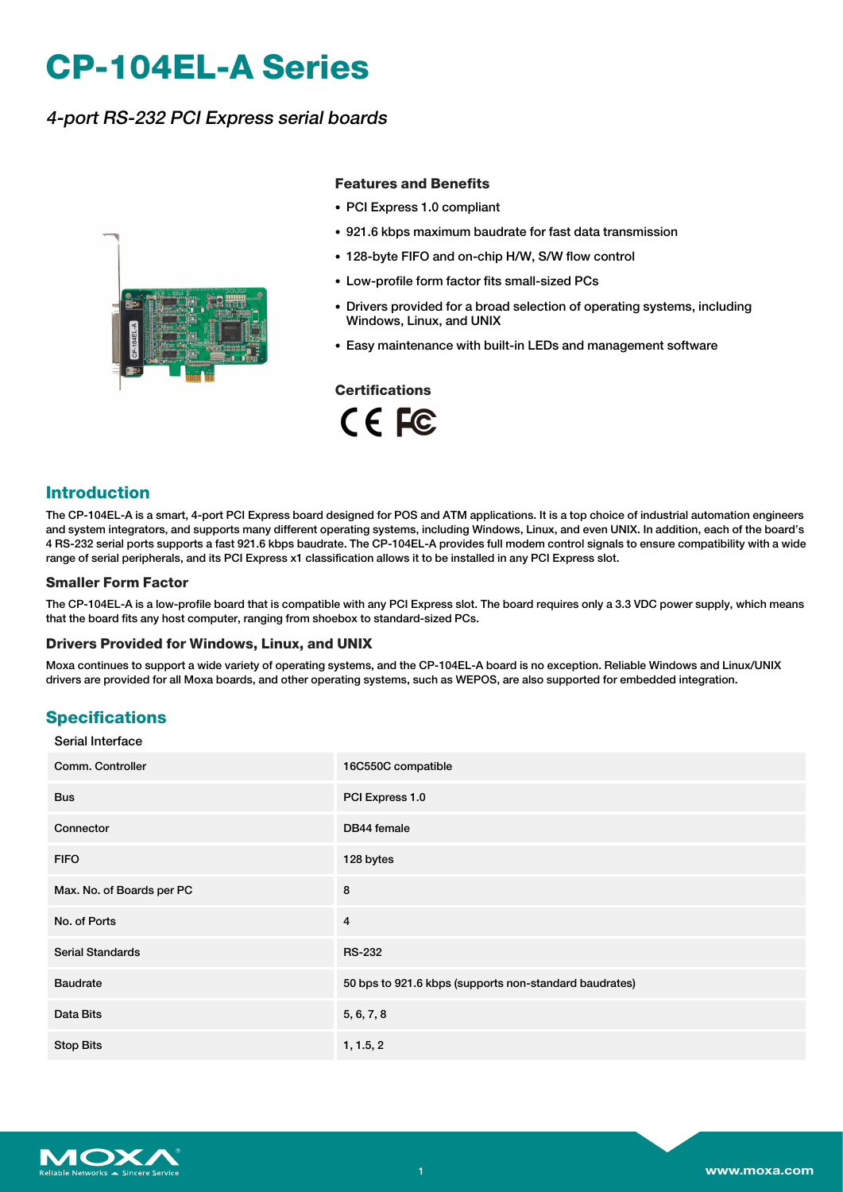# CP-104EL-A Series

*4-port RS-232 PCI Express serial boards*

### Features and Benefits

- PCI Express 1.0 compliant
- 921.6 kbps maximum baudrate for fast data transmission
- 128-byte FIFO and on-chip H/W, S/W flow control
- Low-profile form factor fits small-sized PCs
- Drivers provided for a broad selection of operating systems, including Windows, Linux, and UNIX
- Easy maintenance with built-in LEDs and management software

### Certifications

CE FC

## Introduction

The CP-104EL-A is a smart, 4-port PCI Express board designed for POS and ATM applications. It is a top choice of industrial automation engineers and system integrators, and supports many different operating systems, including Windows, Linux, and even UNIX. In addition, each of the board's 4 RS-232 serial ports supports a fast 921.6 kbps baudrate. The CP-104EL-A provides full modem control signals to ensure compatibility with a wide range of serial peripherals, and its PCI Express x1 classification allows it to be installed in any PCI Express slot.

### Smaller Form Factor

The CP-104EL-A is a low-profile board that is compatible with any PCI Express slot. The board requires only a 3.3 VDC power supply, which means that the board fits any host computer, ranging from shoebox to standard-sized PCs.

### Drivers Provided for Windows, Linux, and UNIX

Moxa continues to support a wide variety of operating systems, and the CP-104EL-A board is no exception. Reliable Windows and Linux/UNIX drivers are provided for all Moxa boards, and other operating systems, such as WEPOS, are also supported for embedded integration.

## Specifications

Serial Interface

| | |
|---|---|
| Comm. Controller | 16C550C compatible |
| Bus | PCI Express 1.0 |
| Connector | DB44 female |
| FIFO | 128 bytes |
| Max. No. of Boards per PC | 8 |
| No. of Ports | 4 |
| Serial Standards | RS-232 |
| Baudrate | 50 bps to 921.6 kbps (supports non-standard baudrates) |
| Data Bits | 5, 6, 7, 8 |
| Stop Bits | 1, 1.5, 2 |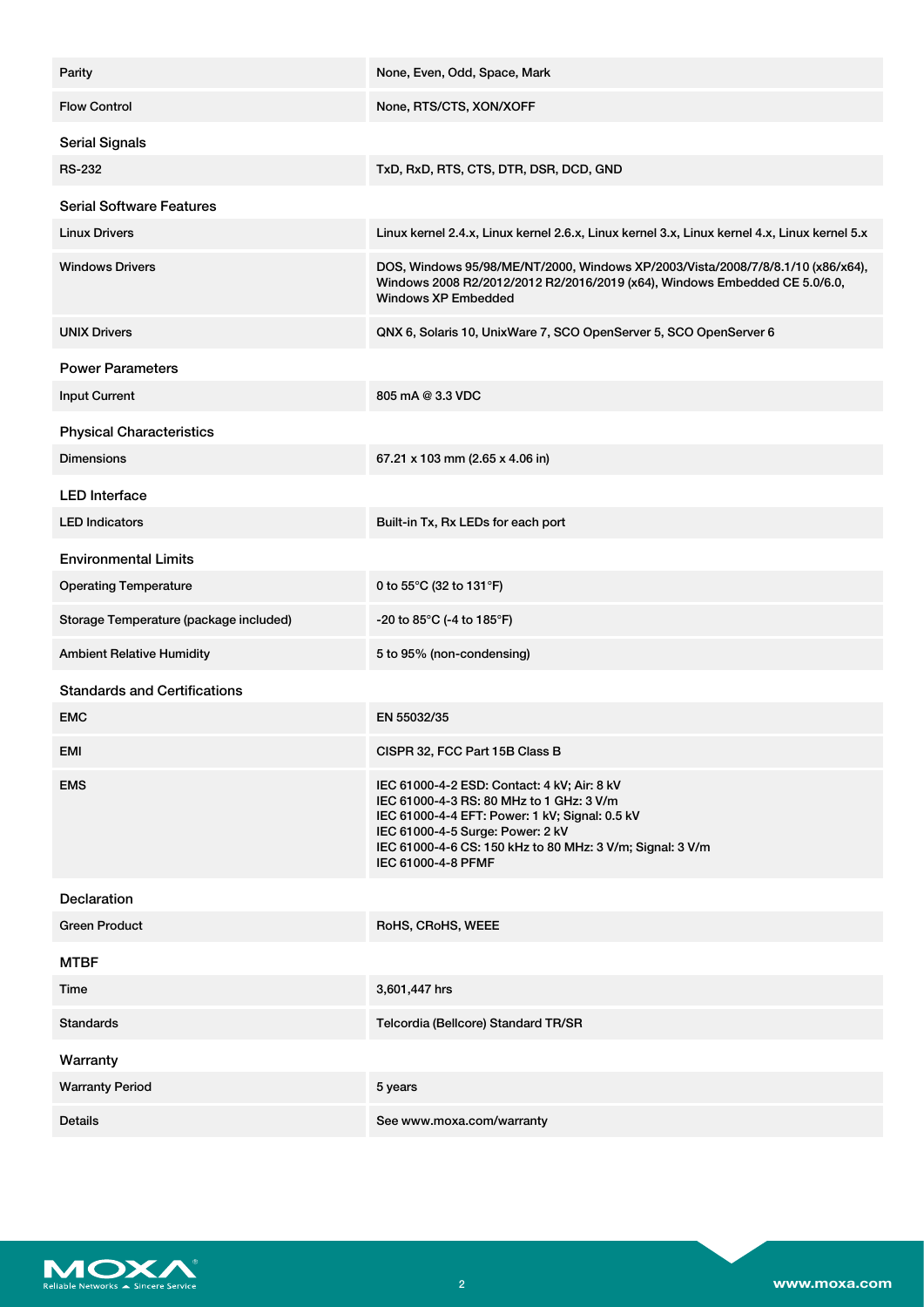| | |
|---|---|
| Parity | None, Even, Odd, Space, Mark |
| Flow Control | None, RTS/CTS, XON/XOFF |

### Serial Signals

| | |
|---|---|
| RS-232 | TxD, RxD, RTS, CTS, DTR, DSR, DCD, GND |

### Serial Software Features

| | |
|---|---|
| Linux Drivers | Linux kernel 2.4.x, Linux kernel 2.6.x, Linux kernel 3.x, Linux kernel 4.x, Linux kernel 5.x |
| Windows Drivers | DOS, Windows 95/98/ME/NT/2000, Windows XP/2003/Vista/2008/7/8/8.1/10 (x86/x64), Windows 2008 R2/2012/2012 R2/2016/2019 (x64), Windows Embedded CE 5.0/6.0, Windows XP Embedded |
| UNIX Drivers | QNX 6, Solaris 10, UnixWare 7, SCO OpenServer 5, SCO OpenServer 6 |

### Power Parameters

| | |
|---|---|
| Input Current | 805 mA @ 3.3 VDC |

### Physical Characteristics

| | |
|---|---|
| Dimensions | 67.21 x 103 mm (2.65 x 4.06 in) |

### LED Interface

| | |
|---|---|
| LED Indicators | Built-in Tx, Rx LEDs for each port |

### Environmental Limits

| | |
|---|---|
| Operating Temperature | 0 to 55°C (32 to 131°F) |
| Storage Temperature (package included) | -20 to 85°C (-4 to 185°F) |
| Ambient Relative Humidity | 5 to 95% (non-condensing) |

### Standards and Certifications

| | |
|---|---|
| EMC | EN 55032/35 |
| EMI | CISPR 32, FCC Part 15B Class B |
| EMS | IEC 61000-4-2 ESD: Contact: 4 kV; Air: 8 kV<br>IEC 61000-4-3 RS: 80 MHz to 1 GHz: 3 V/m<br>IEC 61000-4-4 EFT: Power: 1 kV; Signal: 0.5 kV<br>IEC 61000-4-5 Surge: Power: 2 kV<br>IEC 61000-4-6 CS: 150 kHz to 80 MHz: 3 V/m; Signal: 3 V/m<br>IEC 61000-4-8 PFMF |

### Declaration

| | |
|---|---|
| Green Product | RoHS, CRoHS, WEEE |

### MTBF

| | |
|---|---|
| Time | 3,601,447 hrs |
| Standards | Telcordia (Bellcore) Standard TR/SR |

### Warranty

| | |
|---|---|
| Warranty Period | 5 years |
| Details | See www.moxa.com/warranty |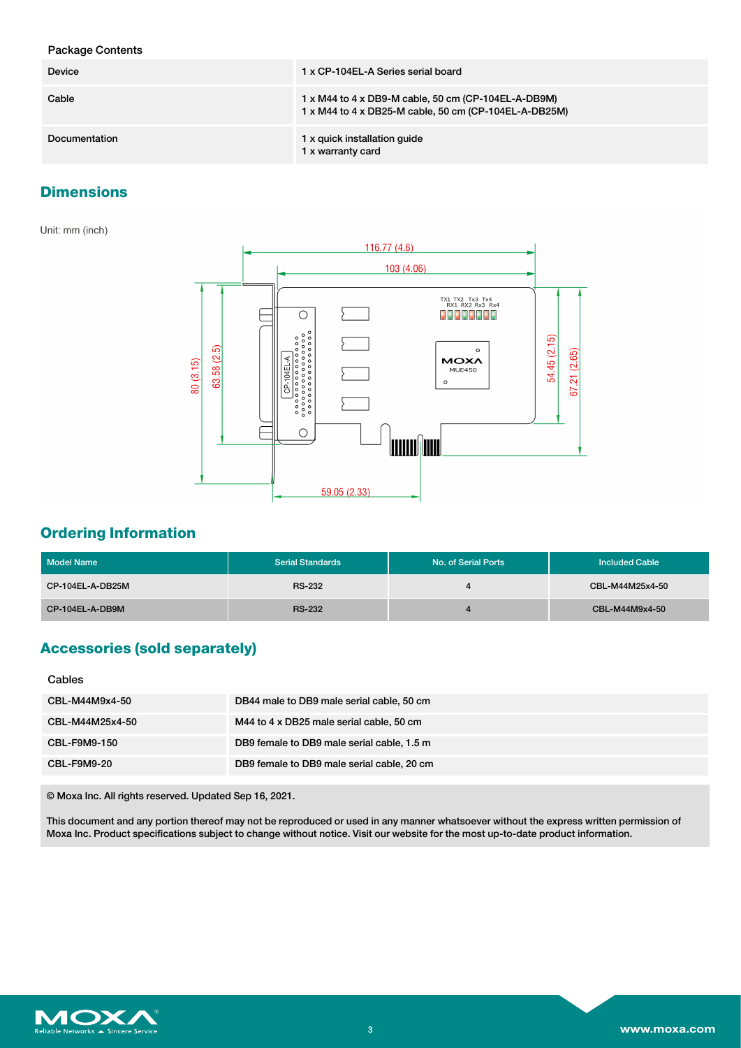Package Contents

| | |
|---|---|
| Device | 1 x CP-104EL-A Series serial board |
| Cable | 1 x M44 to 4 x DB9-M cable, 50 cm (CP-104EL-A-DB9M)<br>1 x M44 to 4 x DB25-M cable, 50 cm (CP-104EL-A-DB25M) |
| Documentation | 1 x quick installation guide<br>1 x warranty card |

## Dimensions

Unit: mm (inch)

116.77 (4.6)
103 (4.06)
80 (3.15)
63.58 (2.5)
54.45 (2.15)
67.21 (2.65)
59.05 (2.33)
TX1 TX2 Tx3 Tx4
RX1 RX2 Rx3 Rx4
MOXA
MUE450
CP-104EL-A

## Ordering Information

| Model Name | Serial Standards | No. of Serial Ports | Included Cable |
|---|---|---|---|
| CP-104EL-A-DB25M | RS-232 | 4 | CBL-M44M25x4-50 |
| CP-104EL-A-DB9M | RS-232 | 4 | CBL-M44M9x4-50 |

## Accessories (sold separately)

Cables

| | |
|---|---|
| CBL-M44M9x4-50 | DB44 male to DB9 male serial cable, 50 cm |
| CBL-M44M25x4-50 | M44 to 4 x DB25 male serial cable, 50 cm |
| CBL-F9M9-150 | DB9 female to DB9 male serial cable, 1.5 m |
| CBL-F9M9-20 | DB9 female to DB9 male serial cable, 20 cm |

© Moxa Inc. All rights reserved. Updated Sep 16, 2021.

This document and any portion thereof may not be reproduced or used in any manner whatsoever without the express written permission of Moxa Inc. Product specifications subject to change without notice. Visit our website for the most up-to-date product information.